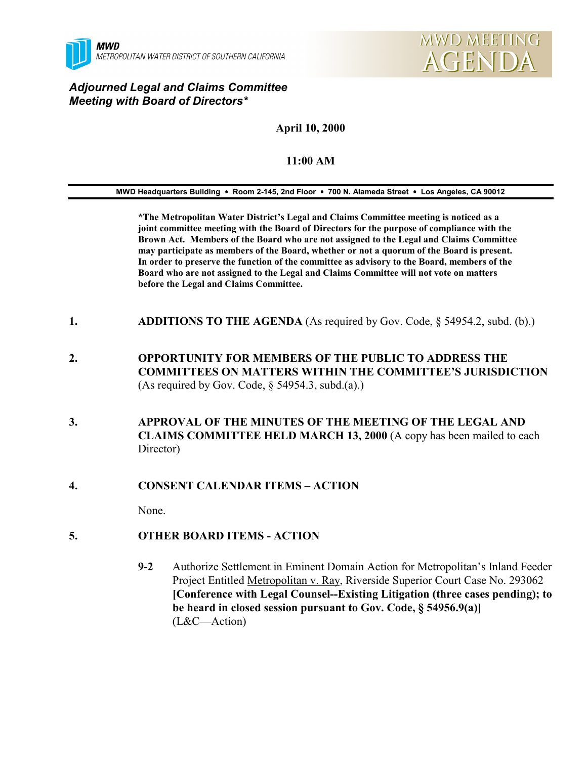**MWD**
METROPOLITAN WATER DISTRICT OF SOUTHERN CALIFORNIA

# MWD MEETING AGENDA

***Adjourned Legal and Claims Committee Meeting with Board of Directors****

**April 10, 2000**

**11:00 AM**

**MWD Headquarters Building • Room 2-145, 2nd Floor • 700 N. Alameda Street • Los Angeles, CA 90012**

**\*The Metropolitan Water District's Legal and Claims Committee meeting is noticed as a joint committee meeting with the Board of Directors for the purpose of compliance with the Brown Act. Members of the Board who are not assigned to the Legal and Claims Committee may participate as members of the Board, whether or not a quorum of the Board is present. In order to preserve the function of the committee as advisory to the Board, members of the Board who are not assigned to the Legal and Claims Committee will not vote on matters before the Legal and Claims Committee.**

1. **ADDITIONS TO THE AGENDA** (As required by Gov. Code, § 54954.2, subd. (b).)

2. **OPPORTUNITY FOR MEMBERS OF THE PUBLIC TO ADDRESS THE COMMITTEES ON MATTERS WITHIN THE COMMITTEE'S JURISDICTION** (As required by Gov. Code, § 54954.3, subd.(a).)

3. **APPROVAL OF THE MINUTES OF THE MEETING OF THE LEGAL AND CLAIMS COMMITTEE HELD MARCH 13, 2000** (A copy has been mailed to each Director)

4. **CONSENT CALENDAR ITEMS – ACTION**

   None.

5. **OTHER BOARD ITEMS - ACTION**

   **9-2** Authorize Settlement in Eminent Domain Action for Metropolitan's Inland Feeder Project Entitled Metropolitan v. Ray, Riverside Superior Court Case No. 293062 **[Conference with Legal Counsel--Existing Litigation (three cases pending); to be heard in closed session pursuant to Gov. Code, § 54956.9(a)]** (L&C—Action)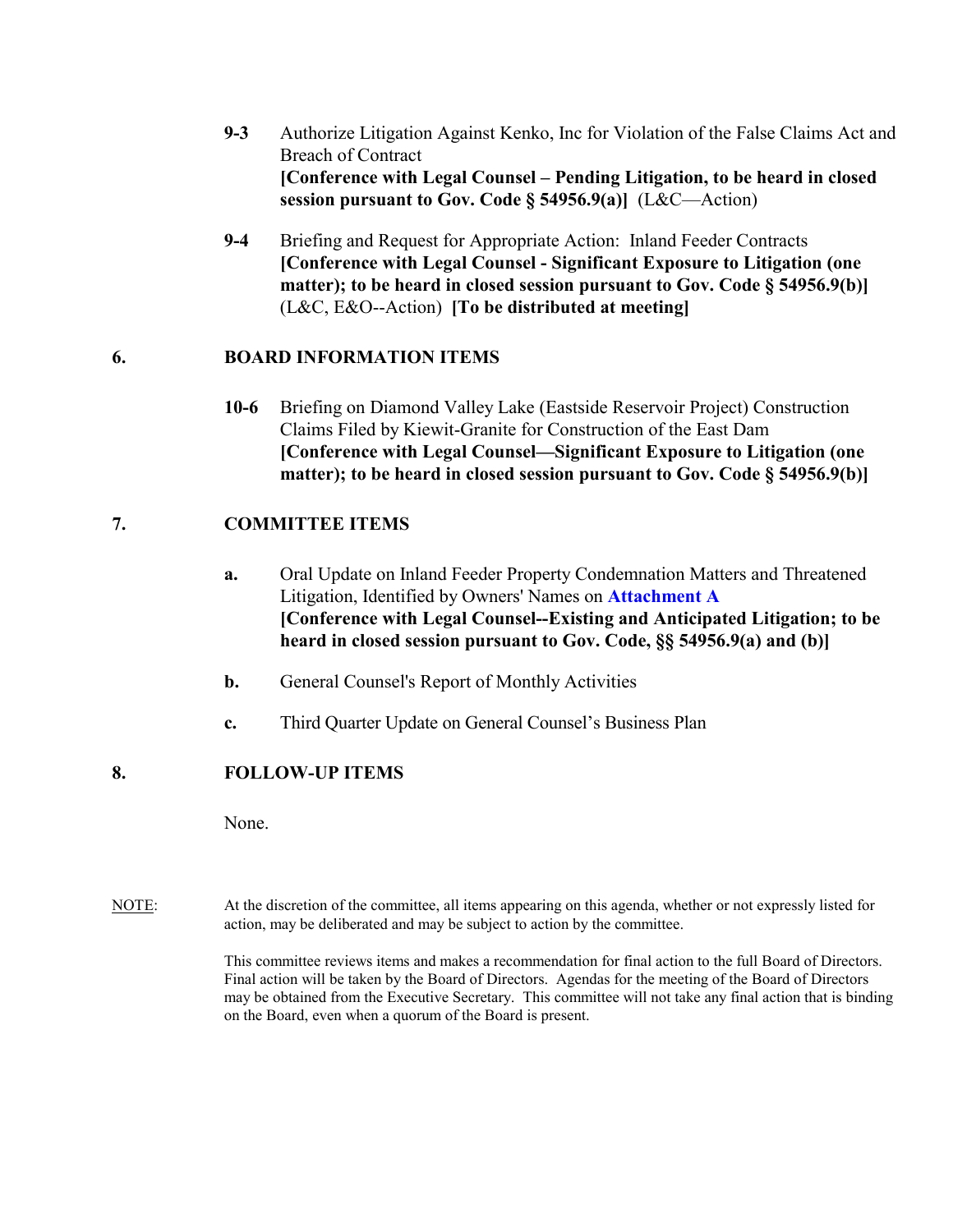**9-3** Authorize Litigation Against Kenko, Inc for Violation of the False Claims Act and Breach of Contract
**[Conference with Legal Counsel – Pending Litigation, to be heard in closed session pursuant to Gov. Code § 54956.9(a)]** (L&C—Action)

**9-4** Briefing and Request for Appropriate Action: Inland Feeder Contracts
**[Conference with Legal Counsel - Significant Exposure to Litigation (one matter); to be heard in closed session pursuant to Gov. Code § 54956.9(b)]** (L&C, E&O--Action) **[To be distributed at meeting]**

## 6. BOARD INFORMATION ITEMS

**10-6** Briefing on Diamond Valley Lake (Eastside Reservoir Project) Construction Claims Filed by Kiewit-Granite for Construction of the East Dam
**[Conference with Legal Counsel—Significant Exposure to Litigation (one matter); to be heard in closed session pursuant to Gov. Code § 54956.9(b)]**

## 7. COMMITTEE ITEMS

**a.** Oral Update on Inland Feeder Property Condemnation Matters and Threatened Litigation, Identified by Owners' Names on **Attachment A**
**[Conference with Legal Counsel--Existing and Anticipated Litigation; to be heard in closed session pursuant to Gov. Code, §§ 54956.9(a) and (b)]**

**b.** General Counsel's Report of Monthly Activities

**c.** Third Quarter Update on General Counsel's Business Plan

## 8. FOLLOW-UP ITEMS

None.

NOTE: At the discretion of the committee, all items appearing on this agenda, whether or not expressly listed for action, may be deliberated and may be subject to action by the committee.

This committee reviews items and makes a recommendation for final action to the full Board of Directors. Final action will be taken by the Board of Directors. Agendas for the meeting of the Board of Directors may be obtained from the Executive Secretary. This committee will not take any final action that is binding on the Board, even when a quorum of the Board is present.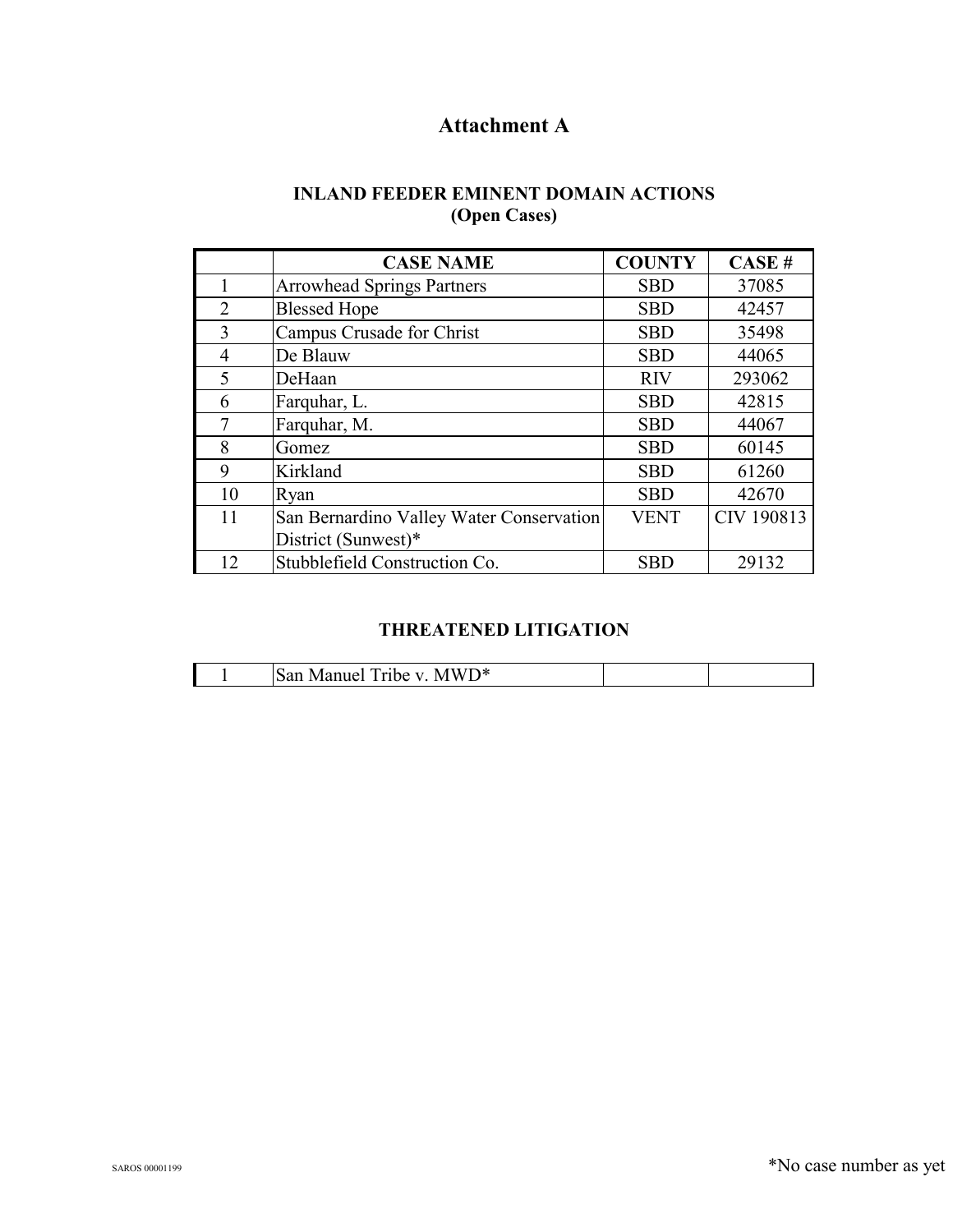# Attachment A

## INLAND FEEDER EMINENT DOMAIN ACTIONS
### (Open Cases)

| | CASE NAME | COUNTY | CASE # |
|---|---|---|---|
| 1 | Arrowhead Springs Partners | SBD | 37085 |
| 2 | Blessed Hope | SBD | 42457 |
| 3 | Campus Crusade for Christ | SBD | 35498 |
| 4 | De Blauw | SBD | 44065 |
| 5 | DeHaan | RIV | 293062 |
| 6 | Farquhar, L. | SBD | 42815 |
| 7 | Farquhar, M. | SBD | 44067 |
| 8 | Gomez | SBD | 60145 |
| 9 | Kirkland | SBD | 61260 |
| 10 | Ryan | SBD | 42670 |
| 11 | San Bernardino Valley Water Conservation District (Sunwest)* | VENT | CIV 190813 |
| 12 | Stubblefield Construction Co. | SBD | 29132 |

## THREATENED LITIGATION

| | | | |
|---|---|---|---|
| 1 | San Manuel Tribe v. MWD* | | |

SAROS 00001199

*No case number as yet